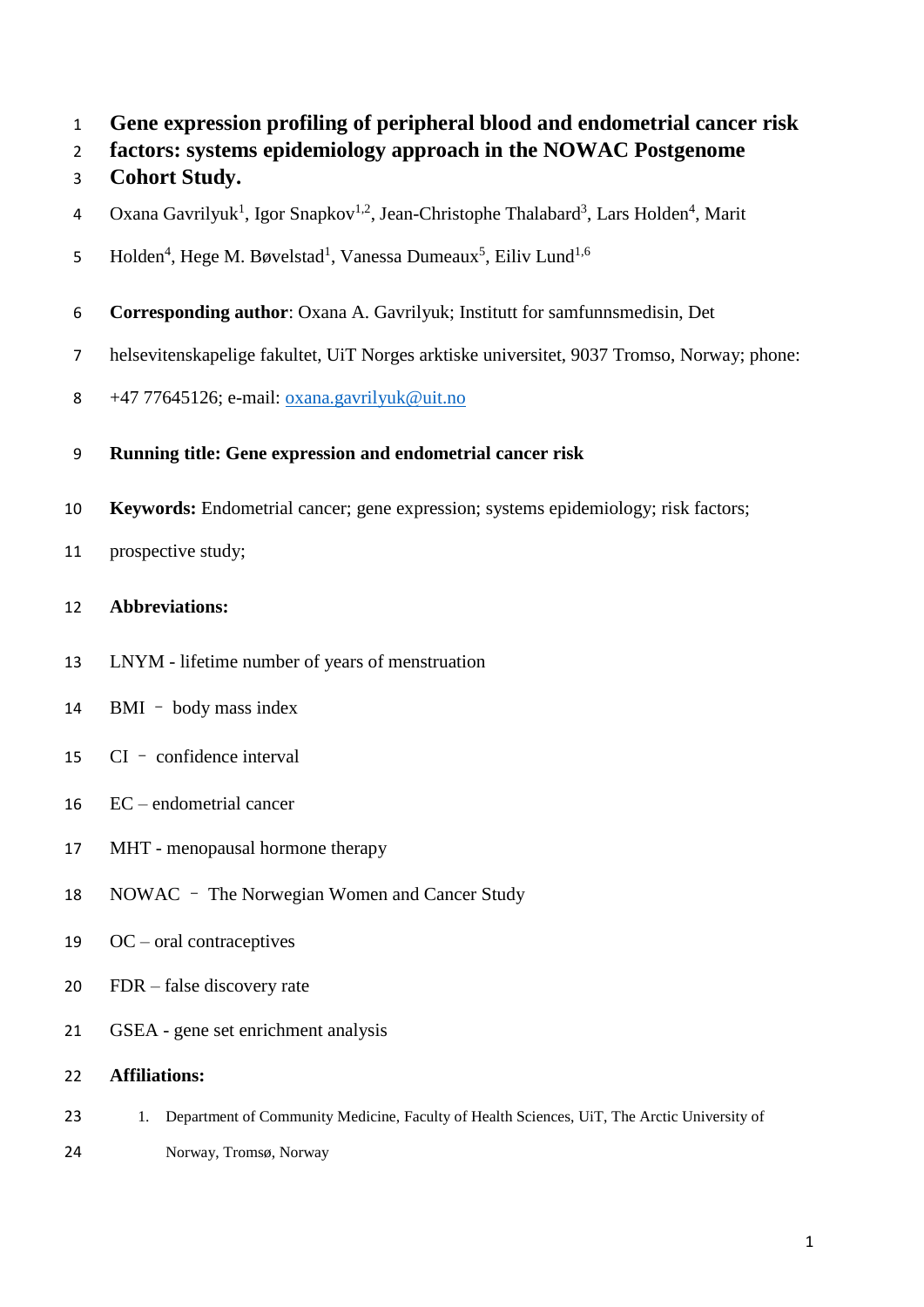# Gene expression profiling of peripheral blood and endometrial cancer risk factors: systems epidemiology approach in the NOWAC Postgenome Cohort Study.

Oxana Gavrilyuk[1], Igor Snapkov[1,2], Jean-Christophe Thalabard[3], Lars Holden[4], Marit Holden[4], Hege M. Bøvelstad[1], Vanessa Dumeaux[5], Eiliv Lund[1,6]

**Corresponding author**: Oxana A. Gavrilyuk; Institutt for samfunnsmedisin, Det helsevitenskapelige fakultet, UiT Norges arktiske universitet, 9037 Tromso, Norway; phone: +47 77645126; e-mail: oxana.gavrilyuk@uit.no

**Running title: Gene expression and endometrial cancer risk**

**Keywords:** Endometrial cancer; gene expression; systems epidemiology; risk factors; prospective study;

**Abbreviations:**

LNYM - lifetime number of years of menstruation

BMI – body mass index

CI – confidence interval

EC – endometrial cancer

MHT - menopausal hormone therapy

NOWAC – The Norwegian Women and Cancer Study

OC – oral contraceptives

FDR – false discovery rate

GSEA - gene set enrichment analysis

**Affiliations:**

1. Department of Community Medicine, Faculty of Health Sciences, UiT, The Arctic University of Norway, Tromsø, Norway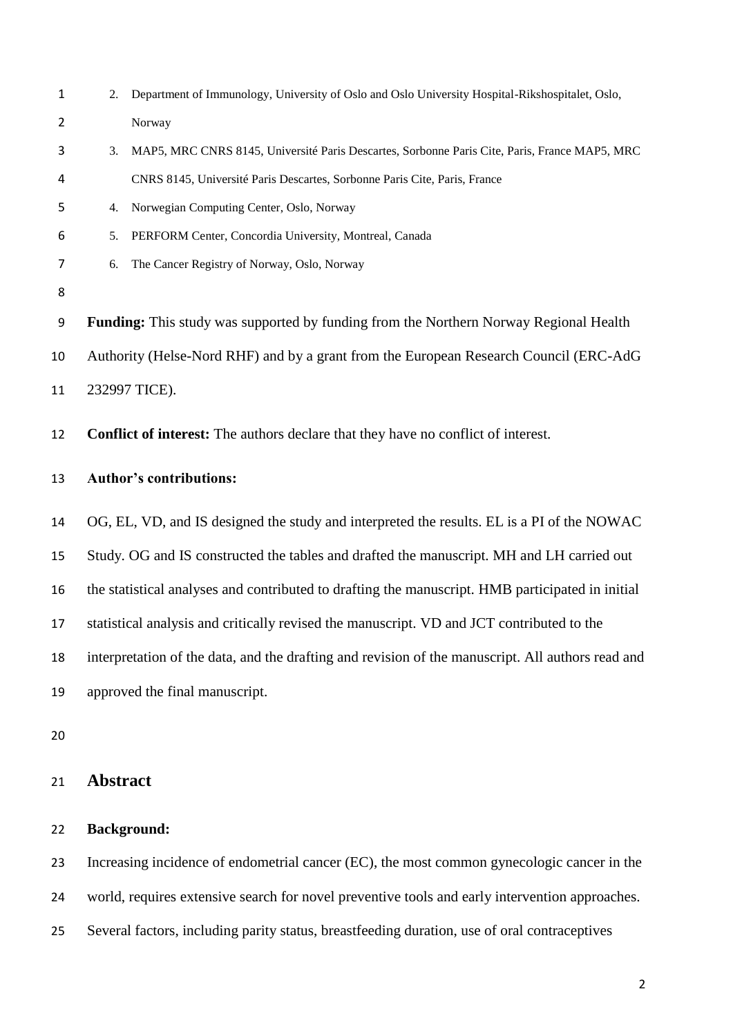2. Department of Immunology, University of Oslo and Oslo University Hospital-Rikshospitalet, Oslo, Norway
3. MAP5, MRC CNRS 8145, Université Paris Descartes, Sorbonne Paris Cite, Paris, France MAP5, MRC CNRS 8145, Université Paris Descartes, Sorbonne Paris Cite, Paris, France
4. Norwegian Computing Center, Oslo, Norway
5. PERFORM Center, Concordia University, Montreal, Canada
6. The Cancer Registry of Norway, Oslo, Norway

**Funding:** This study was supported by funding from the Northern Norway Regional Health Authority (Helse-Nord RHF) and by a grant from the European Research Council (ERC-AdG 232997 TICE).

**Conflict of interest:** The authors declare that they have no conflict of interest.

**Author's contributions:**

OG, EL, VD, and IS designed the study and interpreted the results. EL is a PI of the NOWAC Study. OG and IS constructed the tables and drafted the manuscript. MH and LH carried out the statistical analyses and contributed to drafting the manuscript. HMB participated in initial statistical analysis and critically revised the manuscript. VD and JCT contributed to the interpretation of the data, and the drafting and revision of the manuscript. All authors read and approved the final manuscript.

## Abstract

**Background:**

Increasing incidence of endometrial cancer (EC), the most common gynecologic cancer in the world, requires extensive search for novel preventive tools and early intervention approaches. Several factors, including parity status, breastfeeding duration, use of oral contraceptives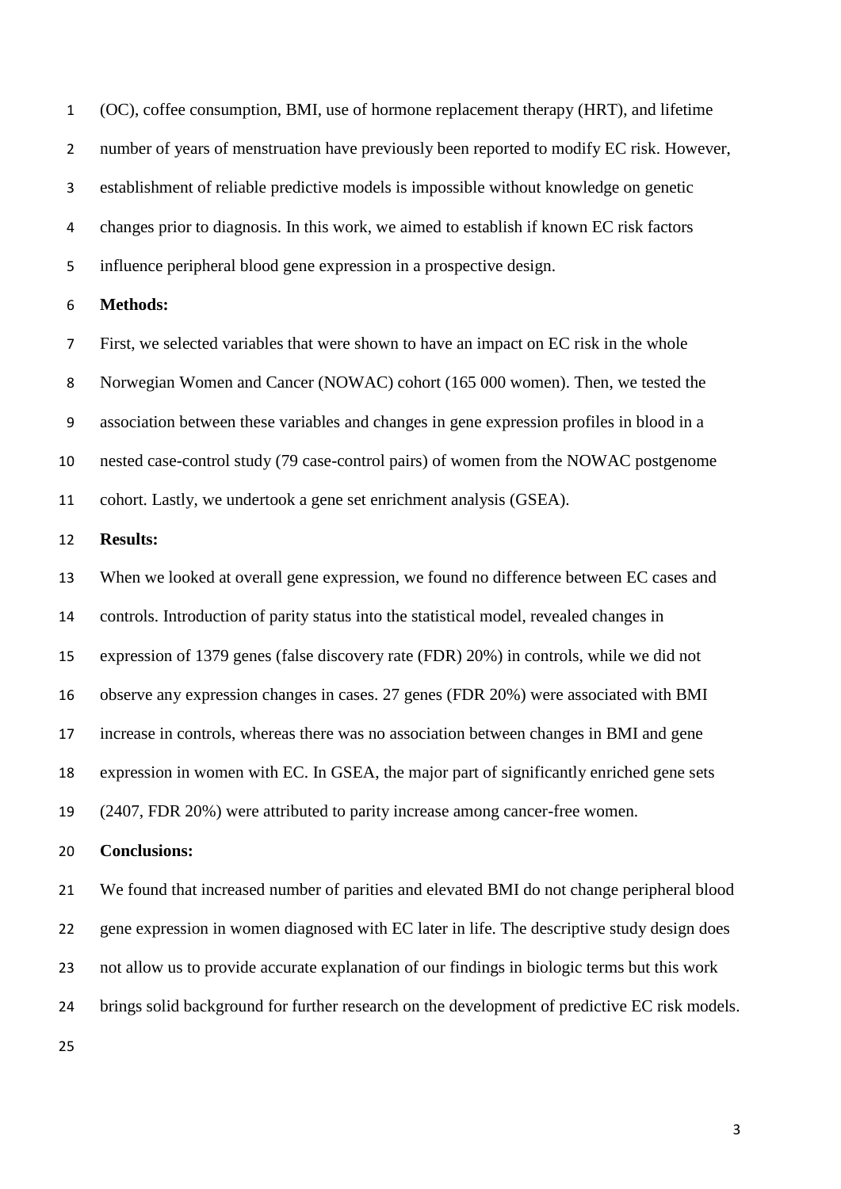(OC), coffee consumption, BMI, use of hormone replacement therapy (HRT), and lifetime number of years of menstruation have previously been reported to modify EC risk. However, establishment of reliable predictive models is impossible without knowledge on genetic changes prior to diagnosis. In this work, we aimed to establish if known EC risk factors influence peripheral blood gene expression in a prospective design.

**Methods:**

First, we selected variables that were shown to have an impact on EC risk in the whole Norwegian Women and Cancer (NOWAC) cohort (165 000 women). Then, we tested the association between these variables and changes in gene expression profiles in blood in a nested case-control study (79 case-control pairs) of women from the NOWAC postgenome cohort. Lastly, we undertook a gene set enrichment analysis (GSEA).

**Results:**

When we looked at overall gene expression, we found no difference between EC cases and controls. Introduction of parity status into the statistical model, revealed changes in expression of 1379 genes (false discovery rate (FDR) 20%) in controls, while we did not observe any expression changes in cases. 27 genes (FDR 20%) were associated with BMI increase in controls, whereas there was no association between changes in BMI and gene expression in women with EC. In GSEA, the major part of significantly enriched gene sets (2407, FDR 20%) were attributed to parity increase among cancer-free women.

**Conclusions:**

We found that increased number of parities and elevated BMI do not change peripheral blood gene expression in women diagnosed with EC later in life. The descriptive study design does not allow us to provide accurate explanation of our findings in biologic terms but this work brings solid background for further research on the development of predictive EC risk models.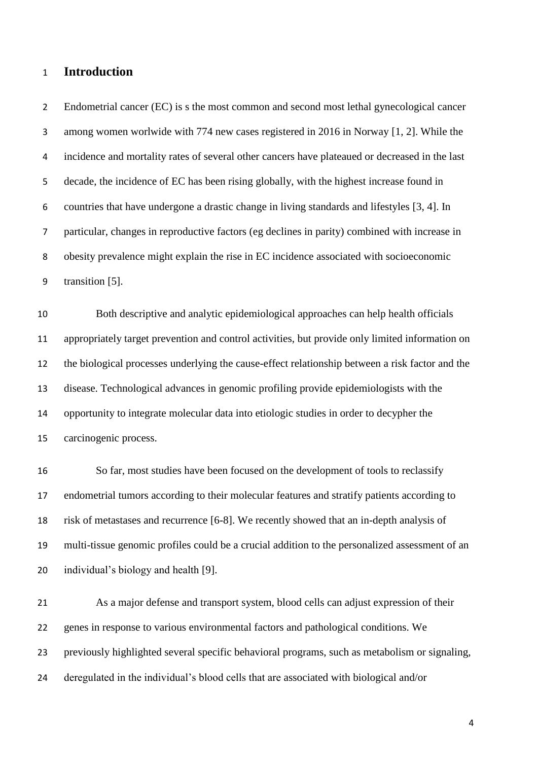# Introduction

Endometrial cancer (EC) is s the most common and second most lethal gynecological cancer among women worlwide with 774 new cases registered in 2016 in Norway [1, 2]. While the incidence and mortality rates of several other cancers have plateaued or decreased in the last decade, the incidence of EC has been rising globally, with the highest increase found in countries that have undergone a drastic change in living standards and lifestyles [3, 4]. In particular, changes in reproductive factors (eg declines in parity) combined with increase in obesity prevalence might explain the rise in EC incidence associated with socioeconomic transition [5].

Both descriptive and analytic epidemiological approaches can help health officials appropriately target prevention and control activities, but provide only limited information on the biological processes underlying the cause-effect relationship between a risk factor and the disease. Technological advances in genomic profiling provide epidemiologists with the opportunity to integrate molecular data into etiologic studies in order to decypher the carcinogenic process.

So far, most studies have been focused on the development of tools to reclassify endometrial tumors according to their molecular features and stratify patients according to risk of metastases and recurrence [6-8]. We recently showed that an in-depth analysis of multi-tissue genomic profiles could be a crucial addition to the personalized assessment of an individual's biology and health [9].

As a major defense and transport system, blood cells can adjust expression of their genes in response to various environmental factors and pathological conditions. We previously highlighted several specific behavioral programs, such as metabolism or signaling, deregulated in the individual's blood cells that are associated with biological and/or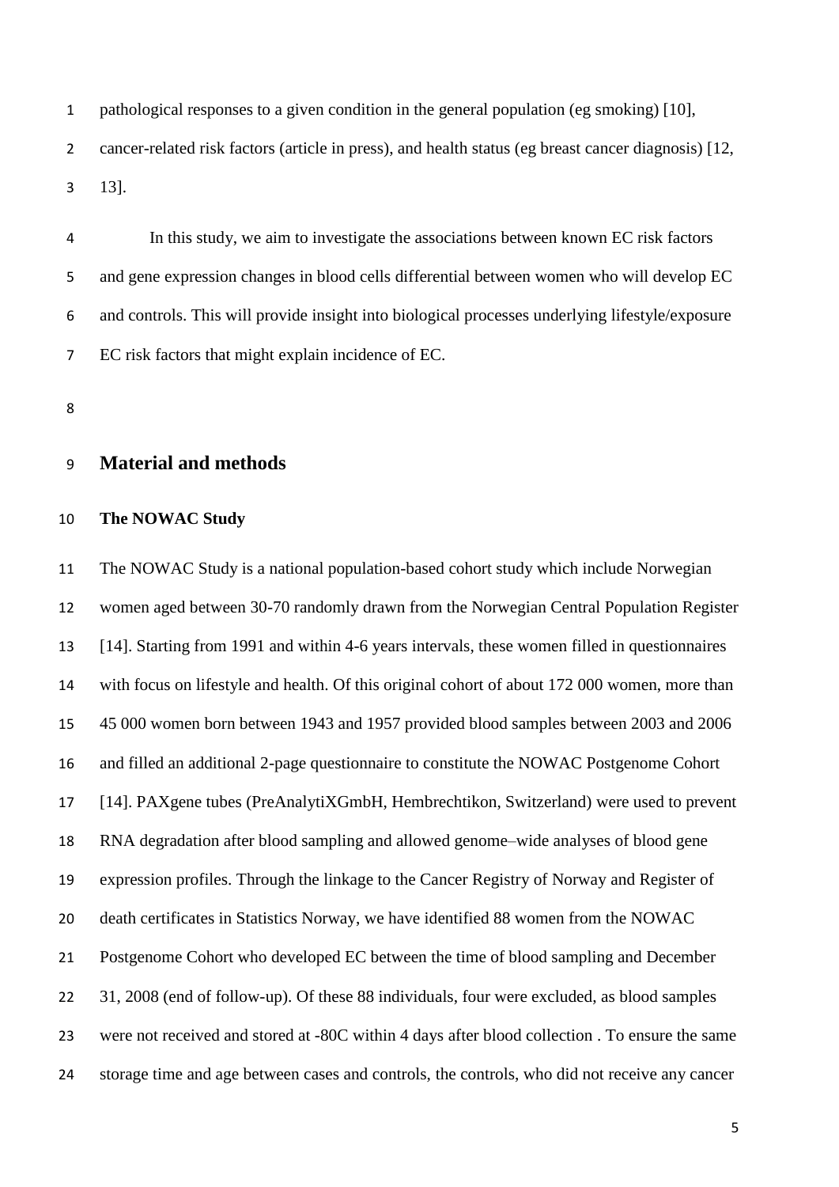pathological responses to a given condition in the general population (eg smoking) [10], cancer-related risk factors (article in press), and health status (eg breast cancer diagnosis) [12, 13].

In this study, we aim to investigate the associations between known EC risk factors and gene expression changes in blood cells differential between women who will develop EC and controls. This will provide insight into biological processes underlying lifestyle/exposure EC risk factors that might explain incidence of EC.

## Material and methods

### The NOWAC Study

The NOWAC Study is a national population-based cohort study which include Norwegian women aged between 30-70 randomly drawn from the Norwegian Central Population Register [14]. Starting from 1991 and within 4-6 years intervals, these women filled in questionnaires with focus on lifestyle and health. Of this original cohort of about 172 000 women, more than 45 000 women born between 1943 and 1957 provided blood samples between 2003 and 2006 and filled an additional 2-page questionnaire to constitute the NOWAC Postgenome Cohort [14]. PAXgene tubes (PreAnalytiXGmbH, Hembrechtikon, Switzerland) were used to prevent RNA degradation after blood sampling and allowed genome–wide analyses of blood gene expression profiles. Through the linkage to the Cancer Registry of Norway and Register of death certificates in Statistics Norway, we have identified 88 women from the NOWAC Postgenome Cohort who developed EC between the time of blood sampling and December 31, 2008 (end of follow-up). Of these 88 individuals, four were excluded, as blood samples were not received and stored at -80C within 4 days after blood collection . To ensure the same storage time and age between cases and controls, the controls, who did not receive any cancer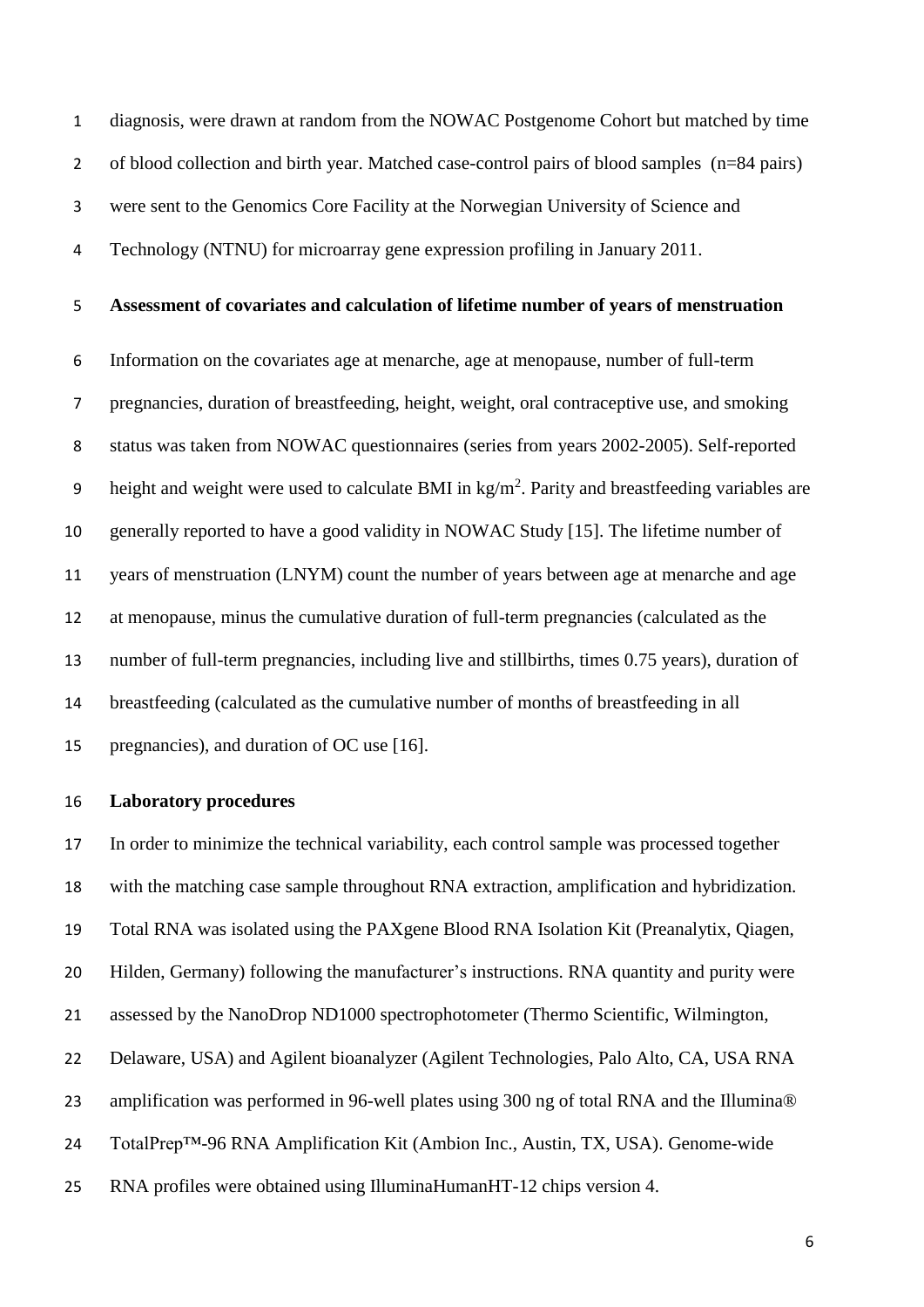diagnosis, were drawn at random from the NOWAC Postgenome Cohort but matched by time of blood collection and birth year. Matched case-control pairs of blood samples (n=84 pairs) were sent to the Genomics Core Facility at the Norwegian University of Science and Technology (NTNU) for microarray gene expression profiling in January 2011.

**Assessment of covariates and calculation of lifetime number of years of menstruation**

Information on the covariates age at menarche, age at menopause, number of full-term pregnancies, duration of breastfeeding, height, weight, oral contraceptive use, and smoking status was taken from NOWAC questionnaires (series from years 2002-2005). Self-reported height and weight were used to calculate BMI in $kg/m^2$. Parity and breastfeeding variables are generally reported to have a good validity in NOWAC Study [15]. The lifetime number of years of menstruation (LNYM) count the number of years between age at menarche and age at menopause, minus the cumulative duration of full-term pregnancies (calculated as the number of full-term pregnancies, including live and stillbirths, times 0.75 years), duration of breastfeeding (calculated as the cumulative number of months of breastfeeding in all pregnancies), and duration of OC use [16].

**Laboratory procedures**

In order to minimize the technical variability, each control sample was processed together with the matching case sample throughout RNA extraction, amplification and hybridization. Total RNA was isolated using the PAXgene Blood RNA Isolation Kit (Preanalytix, Qiagen, Hilden, Germany) following the manufacturer's instructions. RNA quantity and purity were assessed by the NanoDrop ND1000 spectrophotometer (Thermo Scientific, Wilmington, Delaware, USA) and Agilent bioanalyzer (Agilent Technologies, Palo Alto, CA, USA RNA amplification was performed in 96-well plates using 300 ng of total RNA and the Illumina® TotalPrep™-96 RNA Amplification Kit (Ambion Inc., Austin, TX, USA). Genome-wide RNA profiles were obtained using IlluminaHumanHT-12 chips version 4.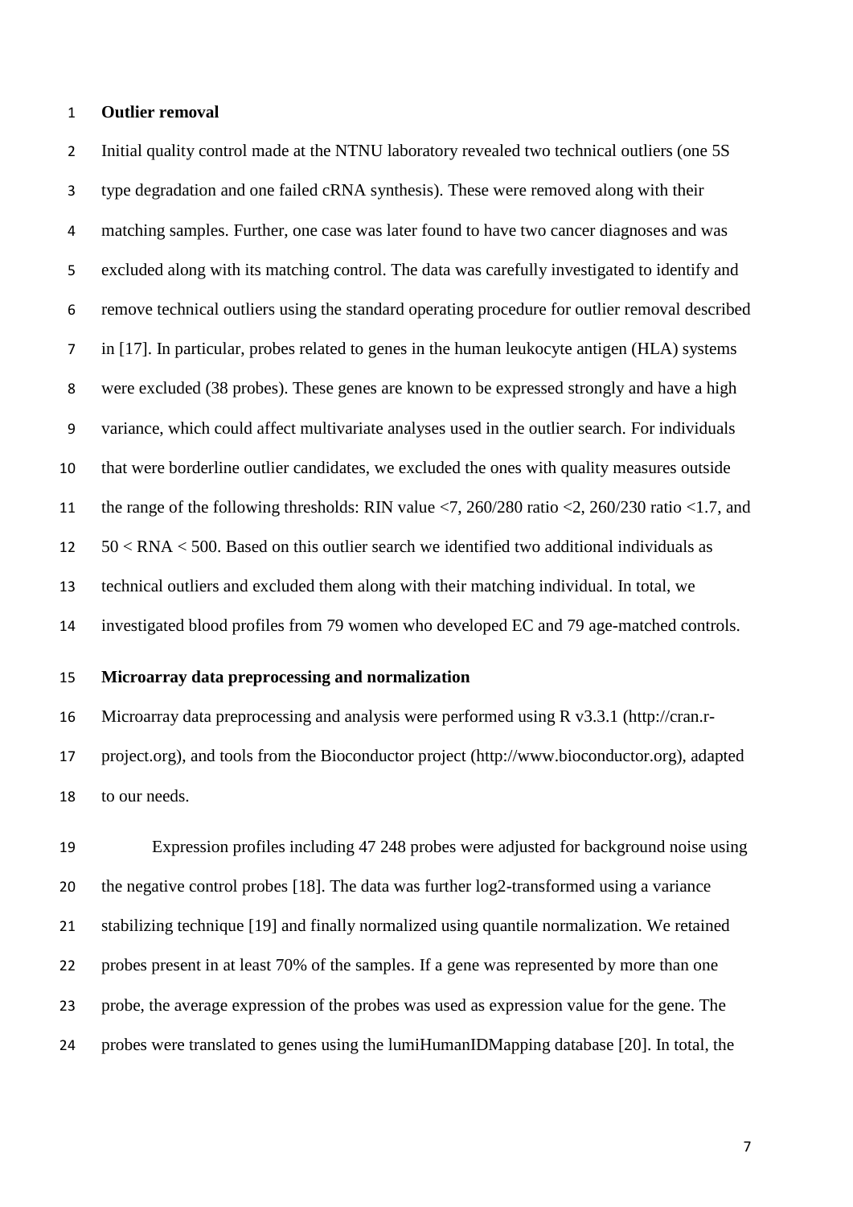**Outlier removal**

Initial quality control made at the NTNU laboratory revealed two technical outliers (one 5S type degradation and one failed cRNA synthesis). These were removed along with their matching samples. Further, one case was later found to have two cancer diagnoses and was excluded along with its matching control. The data was carefully investigated to identify and remove technical outliers using the standard operating procedure for outlier removal described in [17]. In particular, probes related to genes in the human leukocyte antigen (HLA) systems were excluded (38 probes). These genes are known to be expressed strongly and have a high variance, which could affect multivariate analyses used in the outlier search. For individuals that were borderline outlier candidates, we excluded the ones with quality measures outside the range of the following thresholds: RIN value <7, 260/280 ratio <2, 260/230 ratio <1.7, and 50 < RNA < 500. Based on this outlier search we identified two additional individuals as technical outliers and excluded them along with their matching individual. In total, we investigated blood profiles from 79 women who developed EC and 79 age-matched controls.

**Microarray data preprocessing and normalization**

Microarray data preprocessing and analysis were performed using R v3.3.1 (http://cran.r-project.org), and tools from the Bioconductor project (http://www.bioconductor.org), adapted to our needs.

Expression profiles including 47 248 probes were adjusted for background noise using the negative control probes [18]. The data was further log2-transformed using a variance stabilizing technique [19] and finally normalized using quantile normalization. We retained probes present in at least 70% of the samples. If a gene was represented by more than one probe, the average expression of the probes was used as expression value for the gene. The probes were translated to genes using the lumiHumanIDMapping database [20]. In total, the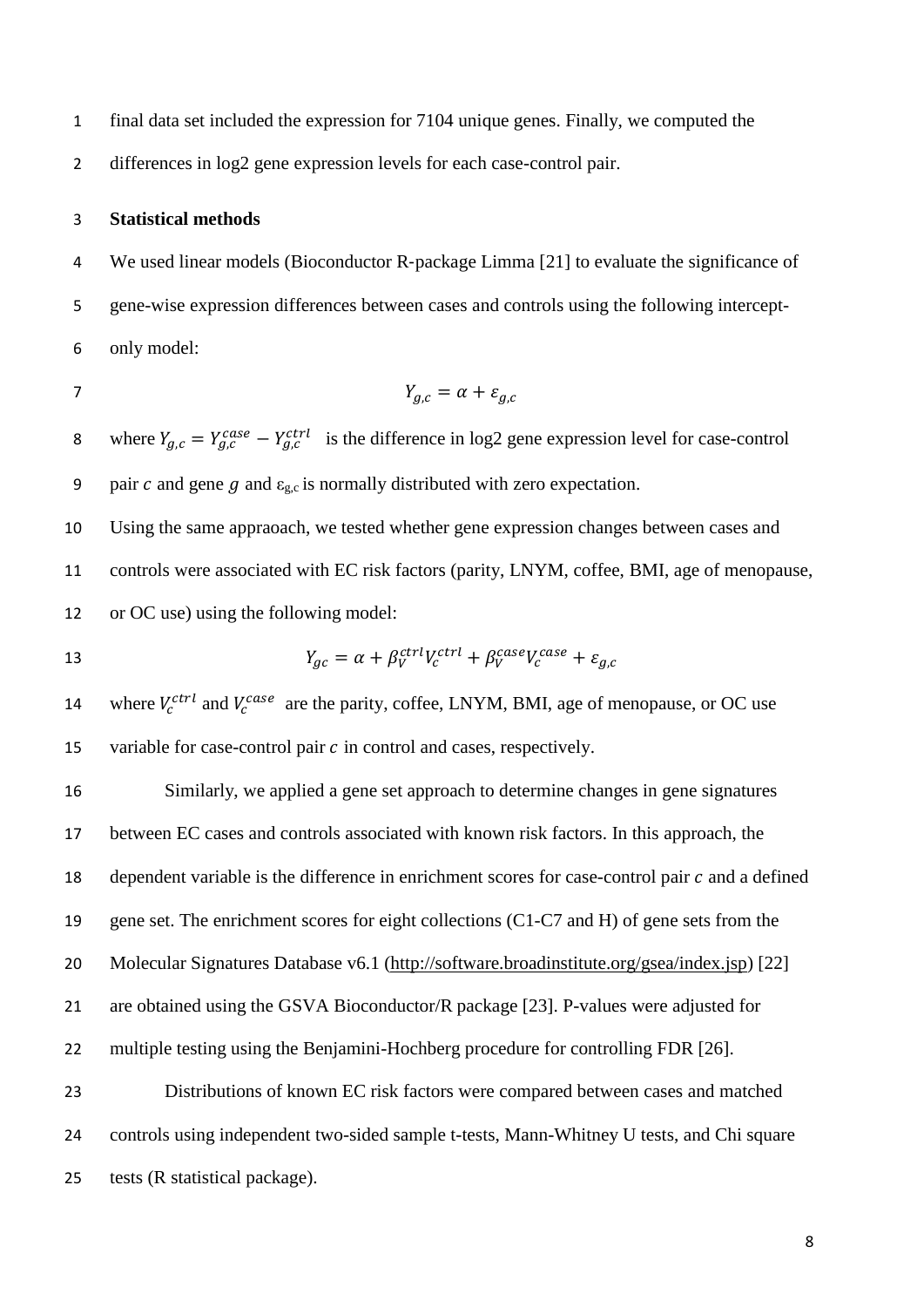final data set included the expression for 7104 unique genes. Finally, we computed the differences in log2 gene expression levels for each case-control pair.

**Statistical methods**

We used linear models (Bioconductor R-package Limma [21] to evaluate the significance of gene-wise expression differences between cases and controls using the following intercept-only model:

$$Y_{g,c} = \alpha + \varepsilon_{g,c}$$

where $Y_{g,c} = Y_{g,c}^{case} - Y_{g,c}^{ctrl}$ is the difference in log2 gene expression level for case-control pair $c$ and gene $g$ and $\varepsilon_{g,c}$ is normally distributed with zero expectation.

Using the same appraoach, we tested whether gene expression changes between cases and controls were associated with EC risk factors (parity, LNYM, coffee, BMI, age of menopause, or OC use) using the following model:

$$Y_{gc} = \alpha + \beta_V^{ctrl} V_c^{ctrl} + \beta_V^{case} V_c^{case} + \varepsilon_{g,c}$$

where $V_c^{ctrl}$ and $V_c^{case}$ are the parity, coffee, LNYM, BMI, age of menopause, or OC use variable for case-control pair $c$ in control and cases, respectively.

Similarly, we applied a gene set approach to determine changes in gene signatures between EC cases and controls associated with known risk factors. In this approach, the dependent variable is the difference in enrichment scores for case-control pair $c$ and a defined gene set. The enrichment scores for eight collections (C1-C7 and H) of gene sets from the Molecular Signatures Database v6.1 (http://software.broadinstitute.org/gsea/index.jsp) [22] are obtained using the GSVA Bioconductor/R package [23]. P-values were adjusted for multiple testing using the Benjamini-Hochberg procedure for controlling FDR [26].

Distributions of known EC risk factors were compared between cases and matched controls using independent two-sided sample t-tests, Mann-Whitney U tests, and Chi square tests (R statistical package).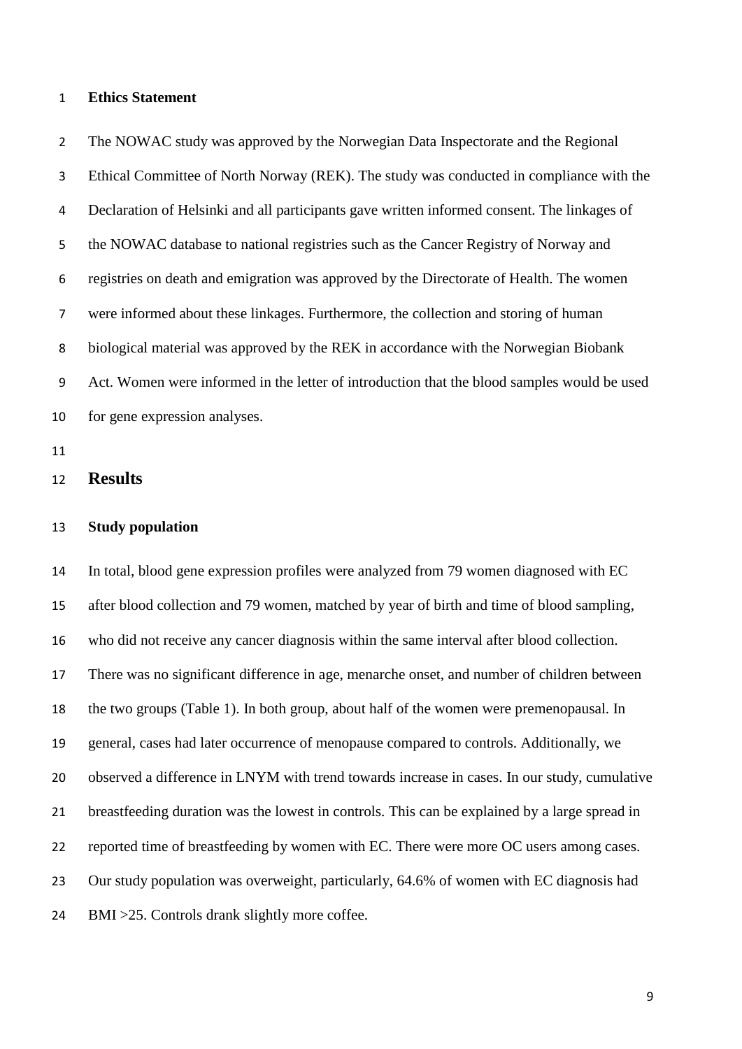**Ethics Statement**

The NOWAC study was approved by the Norwegian Data Inspectorate and the Regional Ethical Committee of North Norway (REK). The study was conducted in compliance with the Declaration of Helsinki and all participants gave written informed consent. The linkages of the NOWAC database to national registries such as the Cancer Registry of Norway and registries on death and emigration was approved by the Directorate of Health. The women were informed about these linkages. Furthermore, the collection and storing of human biological material was approved by the REK in accordance with the Norwegian Biobank Act. Women were informed in the letter of introduction that the blood samples would be used for gene expression analyses.

## Results

**Study population**

In total, blood gene expression profiles were analyzed from 79 women diagnosed with EC after blood collection and 79 women, matched by year of birth and time of blood sampling, who did not receive any cancer diagnosis within the same interval after blood collection. There was no significant difference in age, menarche onset, and number of children between the two groups (Table 1). In both group, about half of the women were premenopausal. In general, cases had later occurrence of menopause compared to controls. Additionally, we observed a difference in LNYM with trend towards increase in cases. In our study, cumulative breastfeeding duration was the lowest in controls. This can be explained by a large spread in reported time of breastfeeding by women with EC. There were more OC users among cases. Our study population was overweight, particularly, 64.6% of women with EC diagnosis had BMI >25. Controls drank slightly more coffee.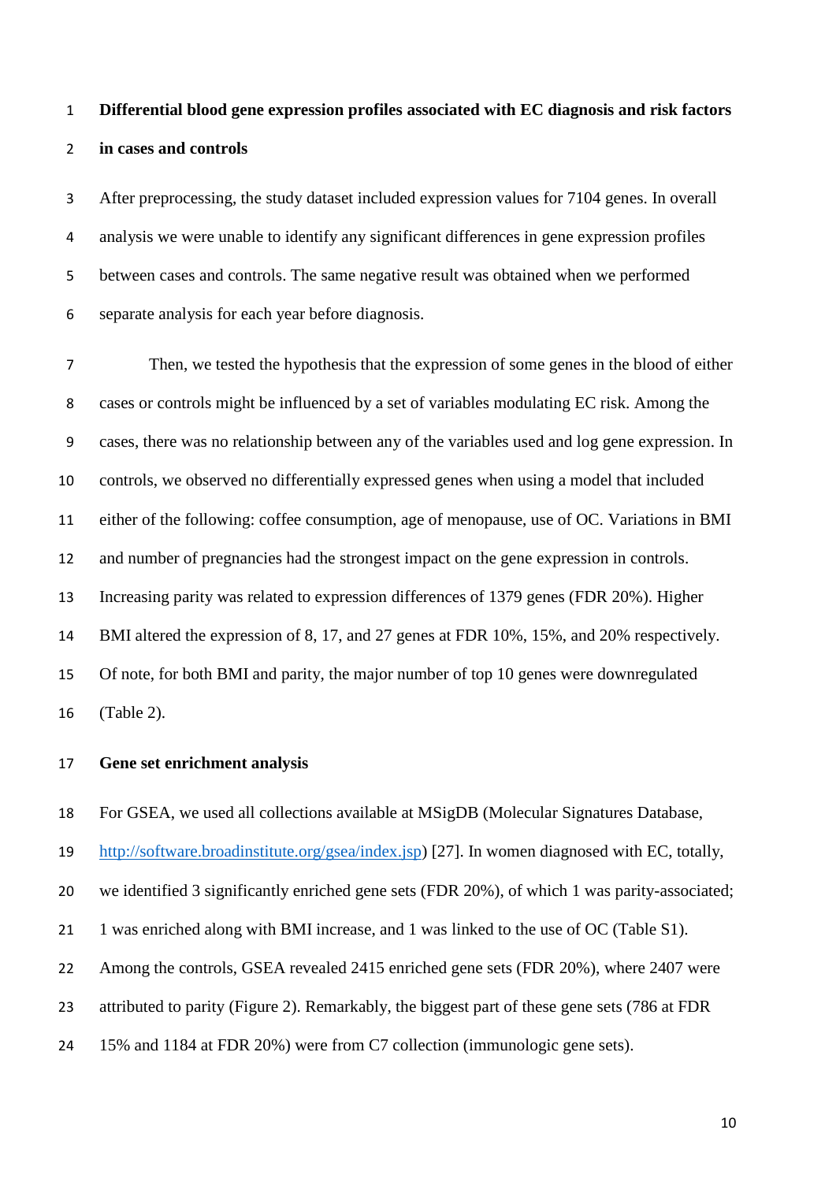**Differential blood gene expression profiles associated with EC diagnosis and risk factors in cases and controls**

After preprocessing, the study dataset included expression values for 7104 genes. In overall analysis we were unable to identify any significant differences in gene expression profiles between cases and controls. The same negative result was obtained when we performed separate analysis for each year before diagnosis.

Then, we tested the hypothesis that the expression of some genes in the blood of either cases or controls might be influenced by a set of variables modulating EC risk. Among the cases, there was no relationship between any of the variables used and log gene expression. In controls, we observed no differentially expressed genes when using a model that included either of the following: coffee consumption, age of menopause, use of OC. Variations in BMI and number of pregnancies had the strongest impact on the gene expression in controls. Increasing parity was related to expression differences of 1379 genes (FDR 20%). Higher BMI altered the expression of 8, 17, and 27 genes at FDR 10%, 15%, and 20% respectively. Of note, for both BMI and parity, the major number of top 10 genes were downregulated (Table 2).

**Gene set enrichment analysis**

For GSEA, we used all collections available at MSigDB (Molecular Signatures Database, http://software.broadinstitute.org/gsea/index.jsp) [27]. In women diagnosed with EC, totally, we identified 3 significantly enriched gene sets (FDR 20%), of which 1 was parity-associated; 1 was enriched along with BMI increase, and 1 was linked to the use of OC (Table S1). Among the controls, GSEA revealed 2415 enriched gene sets (FDR 20%), where 2407 were attributed to parity (Figure 2). Remarkably, the biggest part of these gene sets (786 at FDR 15% and 1184 at FDR 20%) were from C7 collection (immunologic gene sets).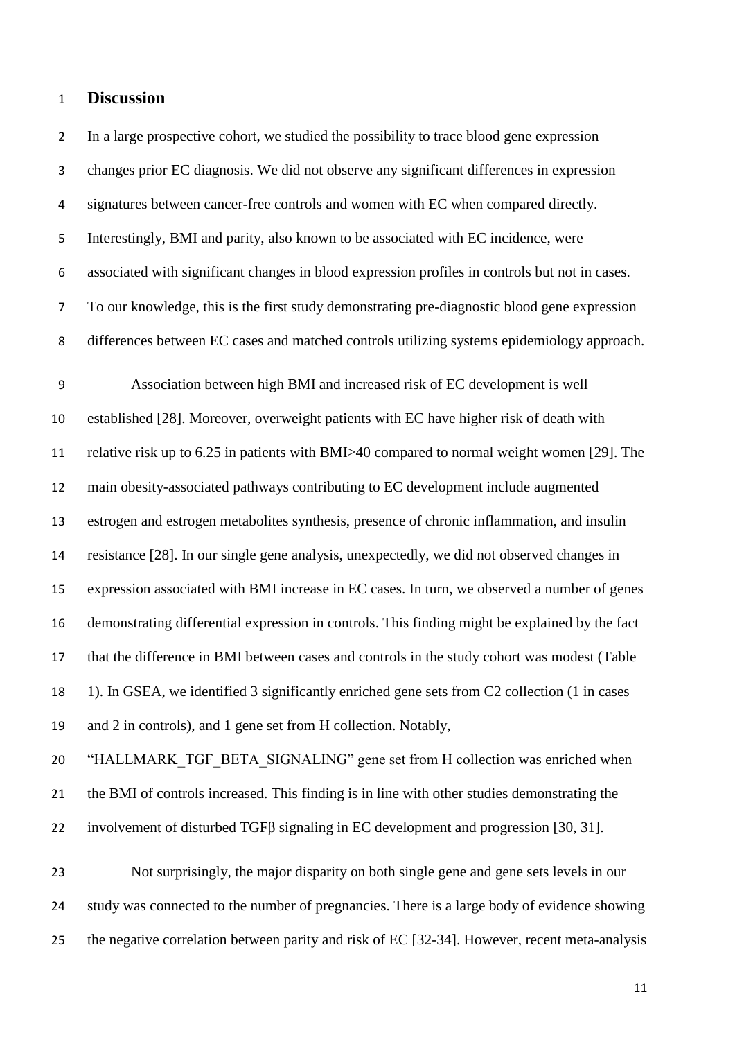# Discussion

In a large prospective cohort, we studied the possibility to trace blood gene expression changes prior EC diagnosis. We did not observe any significant differences in expression signatures between cancer-free controls and women with EC when compared directly. Interestingly, BMI and parity, also known to be associated with EC incidence, were associated with significant changes in blood expression profiles in controls but not in cases. To our knowledge, this is the first study demonstrating pre-diagnostic blood gene expression differences between EC cases and matched controls utilizing systems epidemiology approach.

Association between high BMI and increased risk of EC development is well established [28]. Moreover, overweight patients with EC have higher risk of death with relative risk up to 6.25 in patients with BMI>40 compared to normal weight women [29]. The main obesity-associated pathways contributing to EC development include augmented estrogen and estrogen metabolites synthesis, presence of chronic inflammation, and insulin resistance [28]. In our single gene analysis, unexpectedly, we did not observed changes in expression associated with BMI increase in EC cases. In turn, we observed a number of genes demonstrating differential expression in controls. This finding might be explained by the fact that the difference in BMI between cases and controls in the study cohort was modest (Table 1). In GSEA, we identified 3 significantly enriched gene sets from C2 collection (1 in cases and 2 in controls), and 1 gene set from H collection. Notably, "HALLMARK_TGF_BETA_SIGNALING" gene set from H collection was enriched when the BMI of controls increased. This finding is in line with other studies demonstrating the involvement of disturbed TGFβ signaling in EC development and progression [30, 31].

Not surprisingly, the major disparity on both single gene and gene sets levels in our study was connected to the number of pregnancies. There is a large body of evidence showing the negative correlation between parity and risk of EC [32-34]. However, recent meta-analysis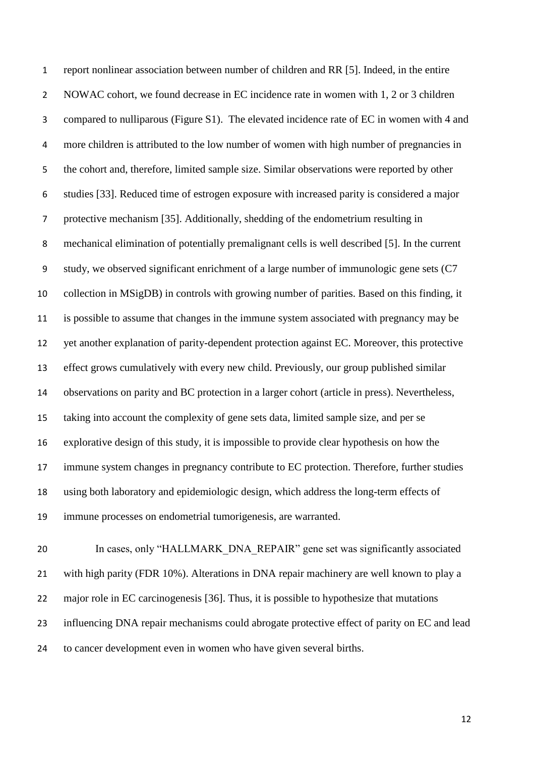report nonlinear association between number of children and RR [5]. Indeed, in the entire NOWAC cohort, we found decrease in EC incidence rate in women with 1, 2 or 3 children compared to nulliparous (Figure S1). The elevated incidence rate of EC in women with 4 and more children is attributed to the low number of women with high number of pregnancies in the cohort and, therefore, limited sample size. Similar observations were reported by other studies [33]. Reduced time of estrogen exposure with increased parity is considered a major protective mechanism [35]. Additionally, shedding of the endometrium resulting in mechanical elimination of potentially premalignant cells is well described [5]. In the current study, we observed significant enrichment of a large number of immunologic gene sets (C7 collection in MSigDB) in controls with growing number of parities. Based on this finding, it is possible to assume that changes in the immune system associated with pregnancy may be yet another explanation of parity-dependent protection against EC. Moreover, this protective effect grows cumulatively with every new child. Previously, our group published similar observations on parity and BC protection in a larger cohort (article in press). Nevertheless, taking into account the complexity of gene sets data, limited sample size, and per se explorative design of this study, it is impossible to provide clear hypothesis on how the immune system changes in pregnancy contribute to EC protection. Therefore, further studies using both laboratory and epidemiologic design, which address the long-term effects of immune processes on endometrial tumorigenesis, are warranted.

In cases, only "HALLMARK_DNA_REPAIR" gene set was significantly associated with high parity (FDR 10%). Alterations in DNA repair machinery are well known to play a major role in EC carcinogenesis [36]. Thus, it is possible to hypothesize that mutations influencing DNA repair mechanisms could abrogate protective effect of parity on EC and lead to cancer development even in women who have given several births.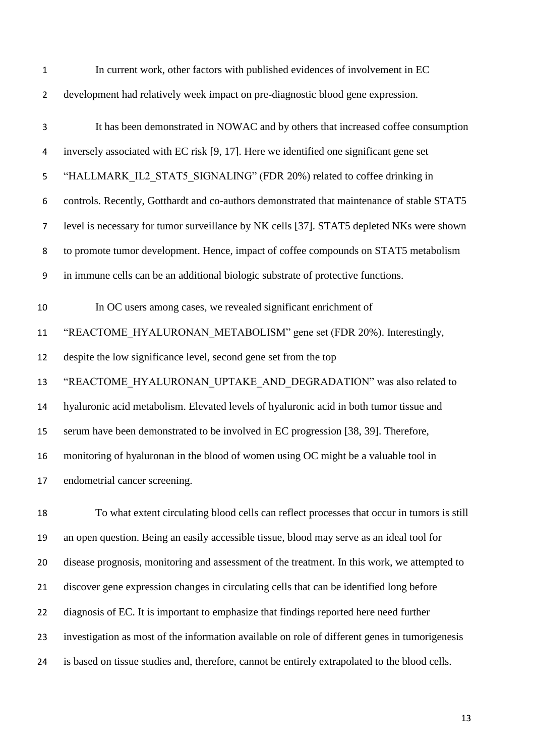In current work, other factors with published evidences of involvement in EC development had relatively week impact on pre-diagnostic blood gene expression.

It has been demonstrated in NOWAC and by others that increased coffee consumption inversely associated with EC risk [9, 17]. Here we identified one significant gene set "HALLMARK_IL2_STAT5_SIGNALING" (FDR 20%) related to coffee drinking in controls. Recently, Gotthardt and co-authors demonstrated that maintenance of stable STAT5 level is necessary for tumor surveillance by NK cells [37]. STAT5 depleted NKs were shown to promote tumor development. Hence, impact of coffee compounds on STAT5 metabolism in immune cells can be an additional biologic substrate of protective functions.

In OC users among cases, we revealed significant enrichment of "REACTOME_HYALURONAN_METABOLISM" gene set (FDR 20%). Interestingly, despite the low significance level, second gene set from the top "REACTOME_HYALURONAN_UPTAKE_AND_DEGRADATION" was also related to hyaluronic acid metabolism. Elevated levels of hyaluronic acid in both tumor tissue and serum have been demonstrated to be involved in EC progression [38, 39]. Therefore, monitoring of hyaluronan in the blood of women using OC might be a valuable tool in endometrial cancer screening.

To what extent circulating blood cells can reflect processes that occur in tumors is still an open question. Being an easily accessible tissue, blood may serve as an ideal tool for disease prognosis, monitoring and assessment of the treatment. In this work, we attempted to discover gene expression changes in circulating cells that can be identified long before diagnosis of EC. It is important to emphasize that findings reported here need further investigation as most of the information available on role of different genes in tumorigenesis is based on tissue studies and, therefore, cannot be entirely extrapolated to the blood cells.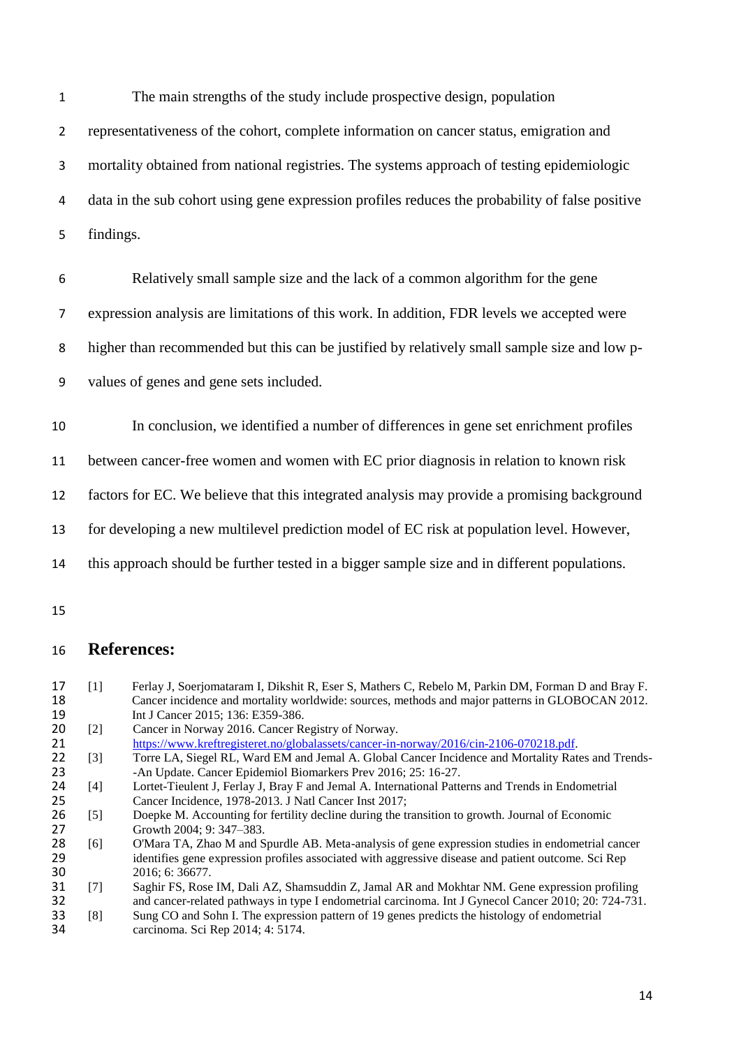The main strengths of the study include prospective design, population representativeness of the cohort, complete information on cancer status, emigration and mortality obtained from national registries. The systems approach of testing epidemiologic data in the sub cohort using gene expression profiles reduces the probability of false positive findings.

Relatively small sample size and the lack of a common algorithm for the gene expression analysis are limitations of this work. In addition, FDR levels we accepted were higher than recommended but this can be justified by relatively small sample size and low p-values of genes and gene sets included.

In conclusion, we identified a number of differences in gene set enrichment profiles between cancer-free women and women with EC prior diagnosis in relation to known risk factors for EC. We believe that this integrated analysis may provide a promising background for developing a new multilevel prediction model of EC risk at population level. However, this approach should be further tested in a bigger sample size and in different populations.

## References:

[1] Ferlay J, Soerjomataram I, Dikshit R, Eser S, Mathers C, Rebelo M, Parkin DM, Forman D and Bray F. Cancer incidence and mortality worldwide: sources, methods and major patterns in GLOBOCAN 2012. Int J Cancer 2015; 136: E359-386.

[2] Cancer in Norway 2016. Cancer Registry of Norway. https://www.kreftregisteret.no/globalassets/cancer-in-norway/2016/cin-2106-070218.pdf.

[3] Torre LA, Siegel RL, Ward EM and Jemal A. Global Cancer Incidence and Mortality Rates and Trends--An Update. Cancer Epidemiol Biomarkers Prev 2016; 25: 16-27.

[4] Lortet-Tieulent J, Ferlay J, Bray F and Jemal A. International Patterns and Trends in Endometrial Cancer Incidence, 1978-2013. J Natl Cancer Inst 2017;

[5] Doepke M. Accounting for fertility decline during the transition to growth. Journal of Economic Growth 2004; 9: 347–383.

[6] O'Mara TA, Zhao M and Spurdle AB. Meta-analysis of gene expression studies in endometrial cancer identifies gene expression profiles associated with aggressive disease and patient outcome. Sci Rep 2016; 6: 36677.

[7] Saghir FS, Rose IM, Dali AZ, Shamsuddin Z, Jamal AR and Mokhtar NM. Gene expression profiling and cancer-related pathways in type I endometrial carcinoma. Int J Gynecol Cancer 2010; 20: 724-731.

[8] Sung CO and Sohn I. The expression pattern of 19 genes predicts the histology of endometrial carcinoma. Sci Rep 2014; 4: 5174.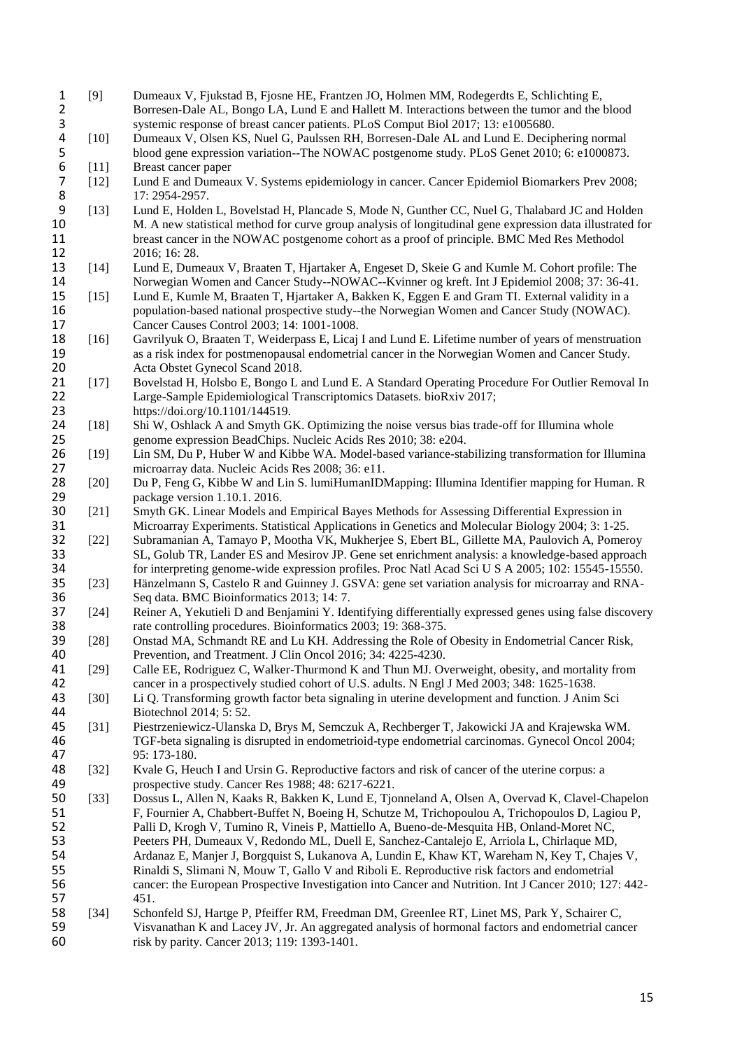[9] Dumeaux V, Fjukstad B, Fjosne HE, Frantzen JO, Holmen MM, Rodegerdts E, Schlichting E, Borresen-Dale AL, Bongo LA, Lund E and Hallett M. Interactions between the tumor and the blood systemic response of breast cancer patients. PLoS Comput Biol 2017; 13: e1005680.

[10] Dumeaux V, Olsen KS, Nuel G, Paulssen RH, Borresen-Dale AL and Lund E. Deciphering normal blood gene expression variation--The NOWAC postgenome study. PLoS Genet 2010; 6: e1000873.

[11] Breast cancer paper

[12] Lund E and Dumeaux V. Systems epidemiology in cancer. Cancer Epidemiol Biomarkers Prev 2008; 17: 2954-2957.

[13] Lund E, Holden L, Bovelstad H, Plancade S, Mode N, Gunther CC, Nuel G, Thalabard JC and Holden M. A new statistical method for curve group analysis of longitudinal gene expression data illustrated for breast cancer in the NOWAC postgenome cohort as a proof of principle. BMC Med Res Methodol 2016; 16: 28.

[14] Lund E, Dumeaux V, Braaten T, Hjartaker A, Engeset D, Skeie G and Kumle M. Cohort profile: The Norwegian Women and Cancer Study--NOWAC--Kvinner og kreft. Int J Epidemiol 2008; 37: 36-41.

[15] Lund E, Kumle M, Braaten T, Hjartaker A, Bakken K, Eggen E and Gram TI. External validity in a population-based national prospective study--the Norwegian Women and Cancer Study (NOWAC). Cancer Causes Control 2003; 14: 1001-1008.

[16] Gavrilyuk O, Braaten T, Weiderpass E, Licaj I and Lund E. Lifetime number of years of menstruation as a risk index for postmenopausal endometrial cancer in the Norwegian Women and Cancer Study. Acta Obstet Gynecol Scand 2018.

[17] Bovelstad H, Holsbo E, Bongo L and Lund E. A Standard Operating Procedure For Outlier Removal In Large-Sample Epidemiological Transcriptomics Datasets. bioRxiv 2017; https://doi.org/10.1101/144519.

[18] Shi W, Oshlack A and Smyth GK. Optimizing the noise versus bias trade-off for Illumina whole genome expression BeadChips. Nucleic Acids Res 2010; 38: e204.

[19] Lin SM, Du P, Huber W and Kibbe WA. Model-based variance-stabilizing transformation for Illumina microarray data. Nucleic Acids Res 2008; 36: e11.

[20] Du P, Feng G, Kibbe W and Lin S. lumiHumanIDMapping: Illumina Identifier mapping for Human. R package version 1.10.1. 2016.

[21] Smyth GK. Linear Models and Empirical Bayes Methods for Assessing Differential Expression in Microarray Experiments. Statistical Applications in Genetics and Molecular Biology 2004; 3: 1-25.

[22] Subramanian A, Tamayo P, Mootha VK, Mukherjee S, Ebert BL, Gillette MA, Paulovich A, Pomeroy SL, Golub TR, Lander ES and Mesirov JP. Gene set enrichment analysis: a knowledge-based approach for interpreting genome-wide expression profiles. Proc Natl Acad Sci U S A 2005; 102: 15545-15550.

[23] Hänzelmann S, Castelo R and Guinney J. GSVA: gene set variation analysis for microarray and RNA-Seq data. BMC Bioinformatics 2013; 14: 7.

[24] Reiner A, Yekutieli D and Benjamini Y. Identifying differentially expressed genes using false discovery rate controlling procedures. Bioinformatics 2003; 19: 368-375.

[28] Onstad MA, Schmandt RE and Lu KH. Addressing the Role of Obesity in Endometrial Cancer Risk, Prevention, and Treatment. J Clin Oncol 2016; 34: 4225-4230.

[29] Calle EE, Rodriguez C, Walker-Thurmond K and Thun MJ. Overweight, obesity, and mortality from cancer in a prospectively studied cohort of U.S. adults. N Engl J Med 2003; 348: 1625-1638.

[30] Li Q. Transforming growth factor beta signaling in uterine development and function. J Anim Sci Biotechnol 2014; 5: 52.

[31] Piestrzeniewicz-Ulanska D, Brys M, Semczuk A, Rechberger T, Jakowicki JA and Krajewska WM. TGF-beta signaling is disrupted in endometrioid-type endometrial carcinomas. Gynecol Oncol 2004; 95: 173-180.

[32] Kvale G, Heuch I and Ursin G. Reproductive factors and risk of cancer of the uterine corpus: a prospective study. Cancer Res 1988; 48: 6217-6221.

[33] Dossus L, Allen N, Kaaks R, Bakken K, Lund E, Tjonneland A, Olsen A, Overvad K, Clavel-Chapelon F, Fournier A, Chabbert-Buffet N, Boeing H, Schutze M, Trichopoulou A, Trichopoulos D, Lagiou P, Palli D, Krogh V, Tumino R, Vineis P, Mattiello A, Bueno-de-Mesquita HB, Onland-Moret NC, Peeters PH, Dumeaux V, Redondo ML, Duell E, Sanchez-Cantalejo E, Arriola L, Chirlaque MD, Ardanaz E, Manjer J, Borgquist S, Lukanova A, Lundin E, Khaw KT, Wareham N, Key T, Chajes V, Rinaldi S, Slimani N, Mouw T, Gallo V and Riboli E. Reproductive risk factors and endometrial cancer: the European Prospective Investigation into Cancer and Nutrition. Int J Cancer 2010; 127: 442-451.

[34] Schonfeld SJ, Hartge P, Pfeiffer RM, Freedman DM, Greenlee RT, Linet MS, Park Y, Schairer C, Visvanathan K and Lacey JV, Jr. An aggregated analysis of hormonal factors and endometrial cancer risk by parity. Cancer 2013; 119: 1393-1401.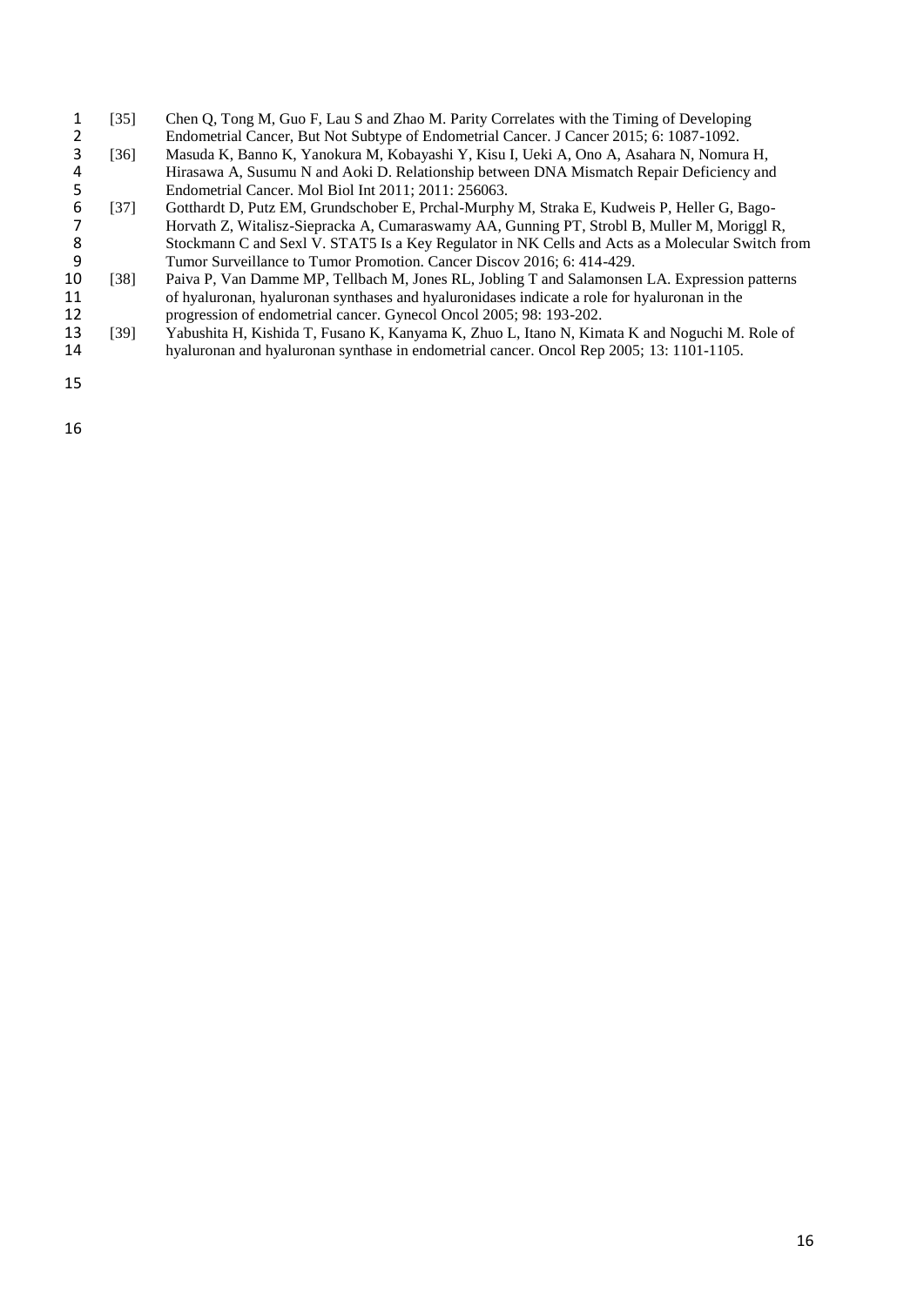[35] Chen Q, Tong M, Guo F, Lau S and Zhao M. Parity Correlates with the Timing of Developing Endometrial Cancer, But Not Subtype of Endometrial Cancer. J Cancer 2015; 6: 1087-1092.

[36] Masuda K, Banno K, Yanokura M, Kobayashi Y, Kisu I, Ueki A, Ono A, Asahara N, Nomura H, Hirasawa A, Susumu N and Aoki D. Relationship between DNA Mismatch Repair Deficiency and Endometrial Cancer. Mol Biol Int 2011; 2011: 256063.

[37] Gotthardt D, Putz EM, Grundschober E, Prchal-Murphy M, Straka E, Kudweis P, Heller G, Bago-Horvath Z, Witalisz-Siepracka A, Cumaraswamy AA, Gunning PT, Strobl B, Muller M, Moriggl R, Stockmann C and Sexl V. STAT5 Is a Key Regulator in NK Cells and Acts as a Molecular Switch from Tumor Surveillance to Tumor Promotion. Cancer Discov 2016; 6: 414-429.

[38] Paiva P, Van Damme MP, Tellbach M, Jones RL, Jobling T and Salamonsen LA. Expression patterns of hyaluronan, hyaluronan synthases and hyaluronidases indicate a role for hyaluronan in the progression of endometrial cancer. Gynecol Oncol 2005; 98: 193-202.

[39] Yabushita H, Kishida T, Fusano K, Kanyama K, Zhuo L, Itano N, Kimata K and Noguchi M. Role of hyaluronan and hyaluronan synthase in endometrial cancer. Oncol Rep 2005; 13: 1101-1105.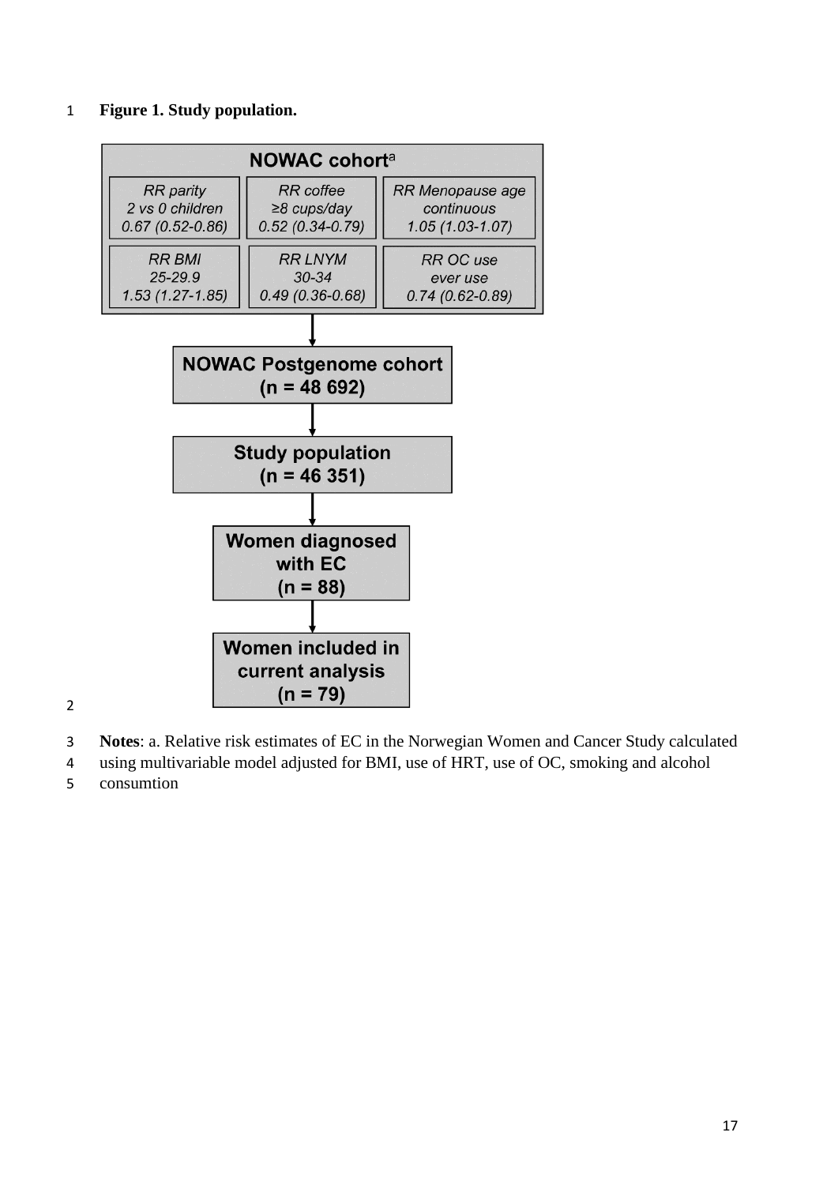**Figure 1. Study population.**

**NOWAC cohort[a]**

| RR parity | RR coffee | RR Menopause age |
|---|---|---|
| 2 vs 0 children | ≥8 cups/day | continuous |
| 0.67 (0.52-0.86) | 0.52 (0.34-0.79) | 1.05 (1.03-1.07) |

| RR BMI | RR LNYM | RR OC use |
|---|---|---|
| 25-29.9 | 30-34 | ever use |
| 1.53 (1.27-1.85) | 0.49 (0.36-0.68) | 0.74 (0.62-0.89) |

↓

**NOWAC Postgenome cohort (n = 48 692)**

↓

**Study population (n = 46 351)**

↓

**Women diagnosed with EC (n = 88)**

↓

**Women included in current analysis (n = 79)**

**Notes**: a. Relative risk estimates of EC in the Norwegian Women and Cancer Study calculated using multivariable model adjusted for BMI, use of HRT, use of OC, smoking and alcohol consumtion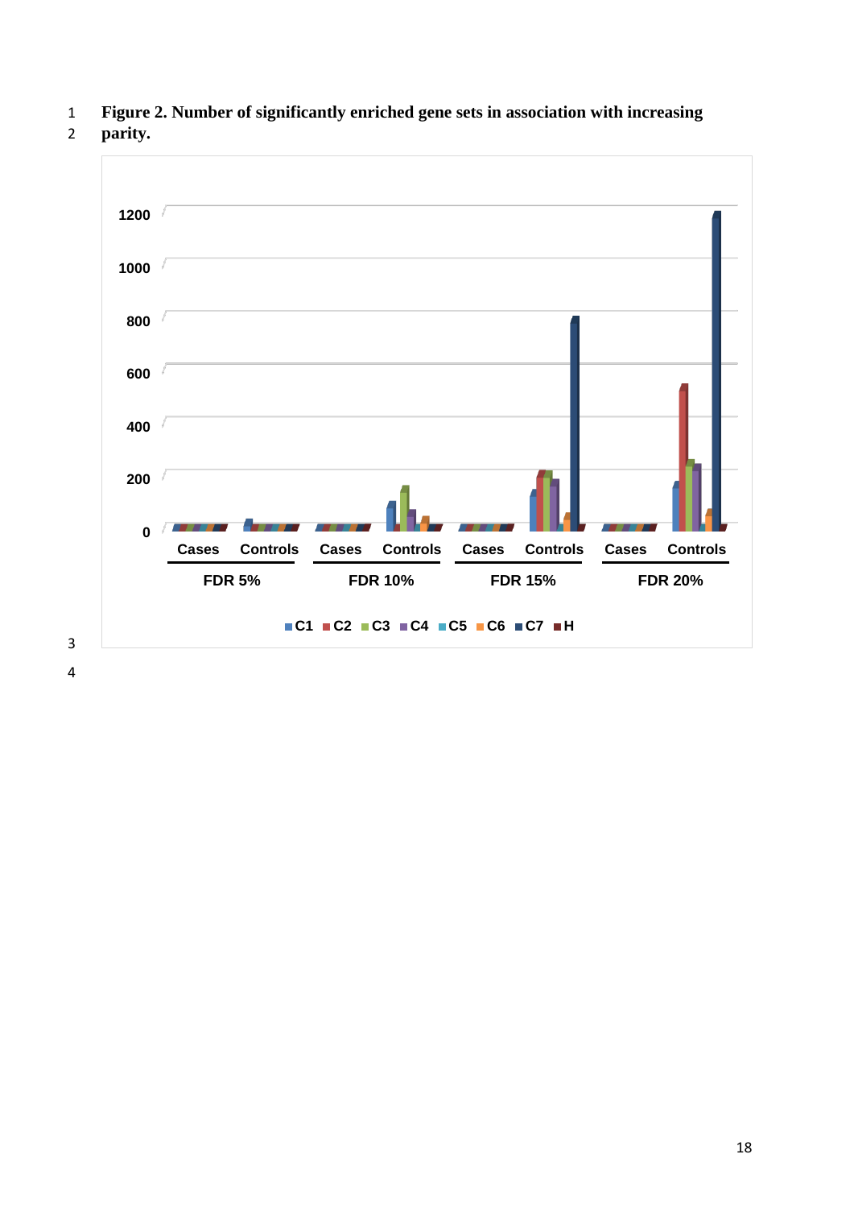**Figure 2. Number of significantly enriched gene sets in association with increasing parity.**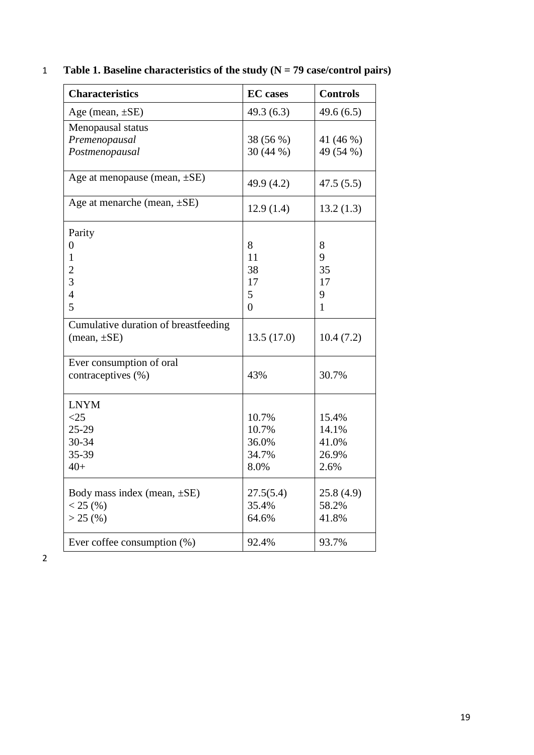**Table 1. Baseline characteristics of the study (N = 79 case/control pairs)**

| Characteristics | EC cases | Controls |
|---|---|---|
| Age (mean, ±SE) | 49.3 (6.3) | 49.6 (6.5) |
| Menopausal status | | |
| *Premenopausal* | 38 (56 %) | 41 (46 %) |
| *Postmenopausal* | 30 (44 %) | 49 (54 %) |
| Age at menopause (mean, ±SE) | 49.9 (4.2) | 47.5 (5.5) |
| Age at menarche (mean, ±SE) | 12.9 (1.4) | 13.2 (1.3) |
| Parity | | |
| 0 | 8 | 8 |
| 1 | 11 | 9 |
| 2 | 38 | 35 |
| 3 | 17 | 17 |
| 4 | 5 | 9 |
| 5 | 0 | 1 |
| Cumulative duration of breastfeeding (mean, ±SE) | 13.5 (17.0) | 10.4 (7.2) |
| Ever consumption of oral contraceptives (%) | 43% | 30.7% |
| LNYM | | |
| <25 | 10.7% | 15.4% |
| 25-29 | 10.7% | 14.1% |
| 30-34 | 36.0% | 41.0% |
| 35-39 | 34.7% | 26.9% |
| 40+ | 8.0% | 2.6% |
| Body mass index (mean, ±SE) | 27.5(5.4) | 25.8 (4.9) |
| < 25 (%) | 35.4% | 58.2% |
| > 25 (%) | 64.6% | 41.8% |
| Ever coffee consumption (%) | 92.4% | 93.7% |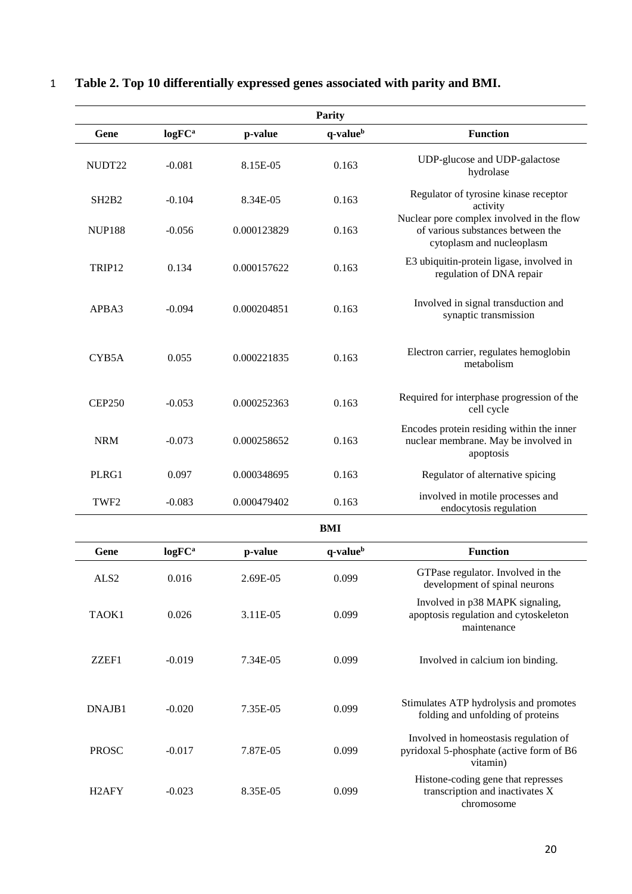**Table 2. Top 10 differentially expressed genes associated with parity and BMI.**

| Parity | | | | |
|---|---|---|---|---|
| **Gene** | **logFC[a]** | **p-value** | **q-value[b]** | **Function** |
| NUDT22 | -0.081 | 8.15E-05 | 0.163 | UDP-glucose and UDP-galactose hydrolase |
| SH2B2 | -0.104 | 8.34E-05 | 0.163 | Regulator of tyrosine kinase receptor activity |
| NUP188 | -0.056 | 0.000123829 | 0.163 | Nuclear pore complex involved in the flow of various substances between the cytoplasm and nucleoplasm |
| TRIP12 | 0.134 | 0.000157622 | 0.163 | E3 ubiquitin-protein ligase, involved in regulation of DNA repair |
| APBA3 | -0.094 | 0.000204851 | 0.163 | Involved in signal transduction and synaptic transmission |
| CYB5A | 0.055 | 0.000221835 | 0.163 | Electron carrier, regulates hemoglobin metabolism |
| CEP250 | -0.053 | 0.000252363 | 0.163 | Required for interphase progression of the cell cycle |
| NRM | -0.073 | 0.000258652 | 0.163 | Encodes protein residing within the inner nuclear membrane. May be involved in apoptosis |
| PLRG1 | 0.097 | 0.000348695 | 0.163 | Regulator of alternative spicing |
| TWF2 | -0.083 | 0.000479402 | 0.163 | involved in motile processes and endocytosis regulation |

| BMI | | | | |
|---|---|---|---|---|
| **Gene** | **logFC[a]** | **p-value** | **q-value[b]** | **Function** |
| ALS2 | 0.016 | 2.69E-05 | 0.099 | GTPase regulator. Involved in the development of spinal neurons |
| TAOK1 | 0.026 | 3.11E-05 | 0.099 | Involved in p38 MAPK signaling, apoptosis regulation and cytoskeleton maintenance |
| ZZEF1 | -0.019 | 7.34E-05 | 0.099 | Involved in calcium ion binding. |
| DNAJB1 | -0.020 | 7.35E-05 | 0.099 | Stimulates ATP hydrolysis and promotes folding and unfolding of proteins |
| PROSC | -0.017 | 7.87E-05 | 0.099 | Involved in homeostasis regulation of pyridoxal 5-phosphate (active form of B6 vitamin) |
| H2AFY | -0.023 | 8.35E-05 | 0.099 | Histone-coding gene that represses transcription and inactivates X chromosome |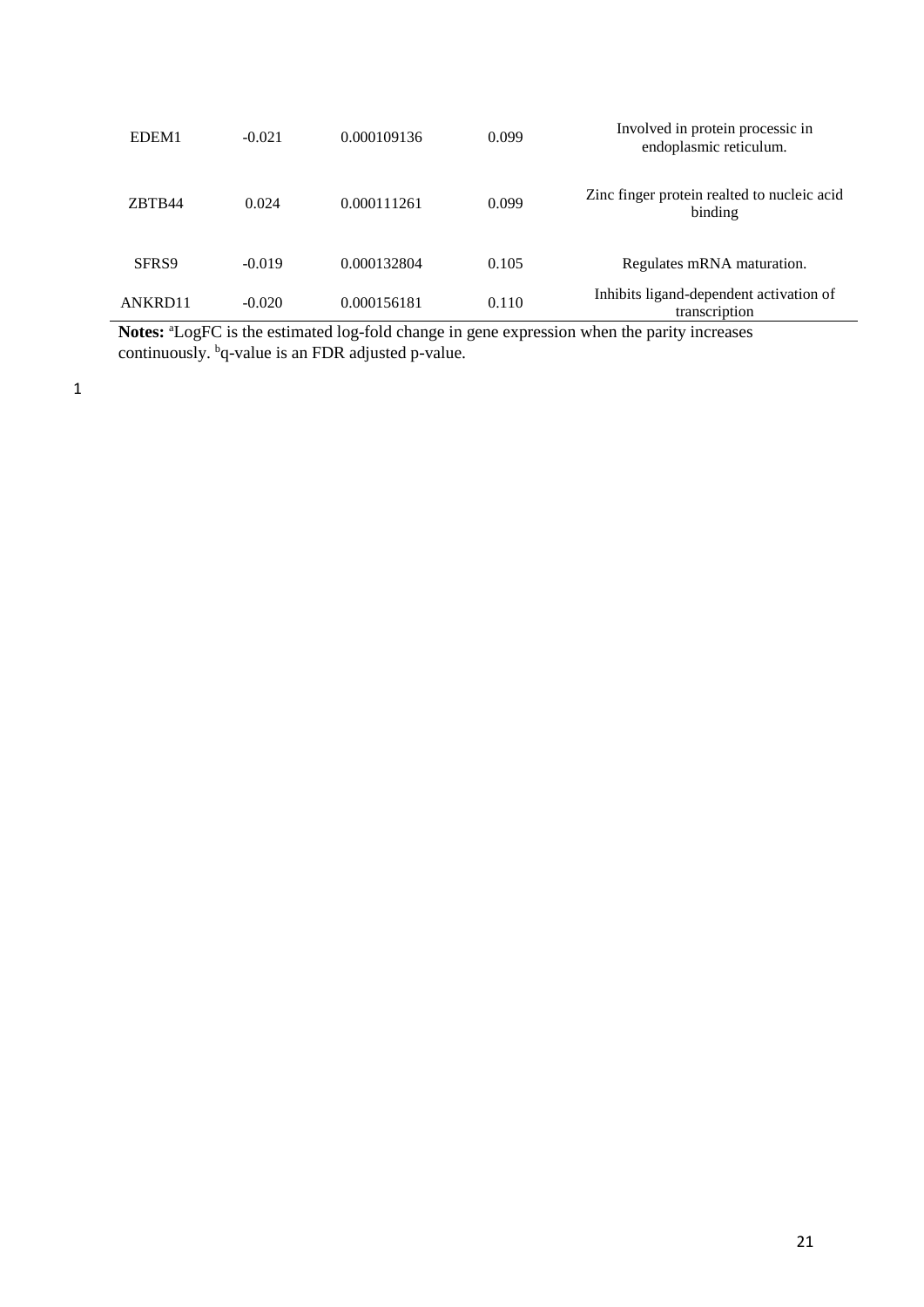| | | | | |
|---|---|---|---|---|
| EDEM1 | -0.021 | 0.000109136 | 0.099 | Involved in protein processic in endoplasmic reticulum. |
| ZBTB44 | 0.024 | 0.000111261 | 0.099 | Zinc finger protein realted to nucleic acid binding |
| SFRS9 | -0.019 | 0.000132804 | 0.105 | Regulates mRNA maturation. |
| ANKRD11 | -0.020 | 0.000156181 | 0.110 | Inhibits ligand-dependent activation of transcription |

**Notes:** [a]LogFC is the estimated log-fold change in gene expression when the parity increases continuously. [b]q-value is an FDR adjusted p-value.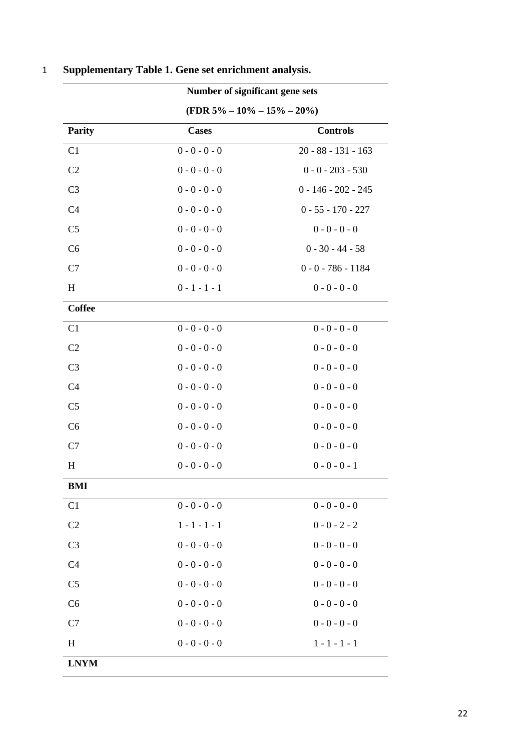**Supplementary Table 1. Gene set enrichment analysis.**

| | Number of significant gene sets (FDR 5% – 10% – 15% – 20%) | |
|---|---|---|
| **Parity** | **Cases** | **Controls** |
| C1 | 0 - 0 - 0 - 0 | 20 - 88 - 131 - 163 |
| C2 | 0 - 0 - 0 - 0 | 0 - 0 - 203 - 530 |
| C3 | 0 - 0 - 0 - 0 | 0 - 146 - 202 - 245 |
| C4 | 0 - 0 - 0 - 0 | 0 - 55 - 170 - 227 |
| C5 | 0 - 0 - 0 - 0 | 0 - 0 - 0 - 0 |
| C6 | 0 - 0 - 0 - 0 | 0 - 30 - 44 - 58 |
| C7 | 0 - 0 - 0 - 0 | 0 - 0 - 786 - 1184 |
| H | 0 - 1 - 1 - 1 | 0 - 0 - 0 - 0 |
| **Coffee** | | |
| C1 | 0 - 0 - 0 - 0 | 0 - 0 - 0 - 0 |
| C2 | 0 - 0 - 0 - 0 | 0 - 0 - 0 - 0 |
| C3 | 0 - 0 - 0 - 0 | 0 - 0 - 0 - 0 |
| C4 | 0 - 0 - 0 - 0 | 0 - 0 - 0 - 0 |
| C5 | 0 - 0 - 0 - 0 | 0 - 0 - 0 - 0 |
| C6 | 0 - 0 - 0 - 0 | 0 - 0 - 0 - 0 |
| C7 | 0 - 0 - 0 - 0 | 0 - 0 - 0 - 0 |
| H | 0 - 0 - 0 - 0 | 0 - 0 - 0 - 1 |
| **BMI** | | |
| C1 | 0 - 0 - 0 - 0 | 0 - 0 - 0 - 0 |
| C2 | 1 - 1 - 1 - 1 | 0 - 0 - 2 - 2 |
| C3 | 0 - 0 - 0 - 0 | 0 - 0 - 0 - 0 |
| C4 | 0 - 0 - 0 - 0 | 0 - 0 - 0 - 0 |
| C5 | 0 - 0 - 0 - 0 | 0 - 0 - 0 - 0 |
| C6 | 0 - 0 - 0 - 0 | 0 - 0 - 0 - 0 |
| C7 | 0 - 0 - 0 - 0 | 0 - 0 - 0 - 0 |
| H | 0 - 0 - 0 - 0 | 1 - 1 - 1 - 1 |
| **LNYM** | | |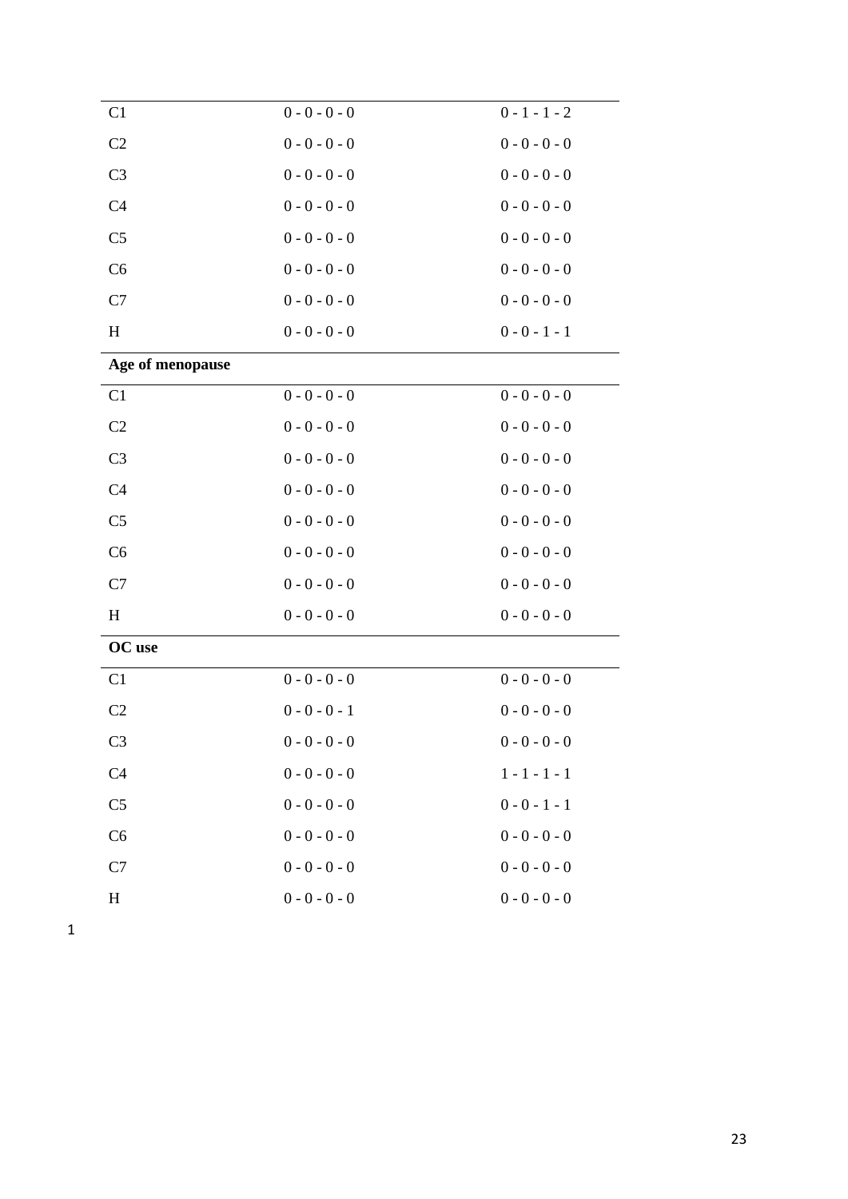| | | |
|---|---|---|
| C1 | 0 - 0 - 0 - 0 | 0 - 1 - 1 - 2 |
| C2 | 0 - 0 - 0 - 0 | 0 - 0 - 0 - 0 |
| C3 | 0 - 0 - 0 - 0 | 0 - 0 - 0 - 0 |
| C4 | 0 - 0 - 0 - 0 | 0 - 0 - 0 - 0 |
| C5 | 0 - 0 - 0 - 0 | 0 - 0 - 0 - 0 |
| C6 | 0 - 0 - 0 - 0 | 0 - 0 - 0 - 0 |
| C7 | 0 - 0 - 0 - 0 | 0 - 0 - 0 - 0 |
| H | 0 - 0 - 0 - 0 | 0 - 0 - 1 - 1 |
| **Age of menopause** | | |
| C1 | 0 - 0 - 0 - 0 | 0 - 0 - 0 - 0 |
| C2 | 0 - 0 - 0 - 0 | 0 - 0 - 0 - 0 |
| C3 | 0 - 0 - 0 - 0 | 0 - 0 - 0 - 0 |
| C4 | 0 - 0 - 0 - 0 | 0 - 0 - 0 - 0 |
| C5 | 0 - 0 - 0 - 0 | 0 - 0 - 0 - 0 |
| C6 | 0 - 0 - 0 - 0 | 0 - 0 - 0 - 0 |
| C7 | 0 - 0 - 0 - 0 | 0 - 0 - 0 - 0 |
| H | 0 - 0 - 0 - 0 | 0 - 0 - 0 - 0 |
| **OC use** | | |
| C1 | 0 - 0 - 0 - 0 | 0 - 0 - 0 - 0 |
| C2 | 0 - 0 - 0 - 1 | 0 - 0 - 0 - 0 |
| C3 | 0 - 0 - 0 - 0 | 0 - 0 - 0 - 0 |
| C4 | 0 - 0 - 0 - 0 | 1 - 1 - 1 - 1 |
| C5 | 0 - 0 - 0 - 0 | 0 - 0 - 1 - 1 |
| C6 | 0 - 0 - 0 - 0 | 0 - 0 - 0 - 0 |
| C7 | 0 - 0 - 0 - 0 | 0 - 0 - 0 - 0 |
| H | 0 - 0 - 0 - 0 | 0 - 0 - 0 - 0 |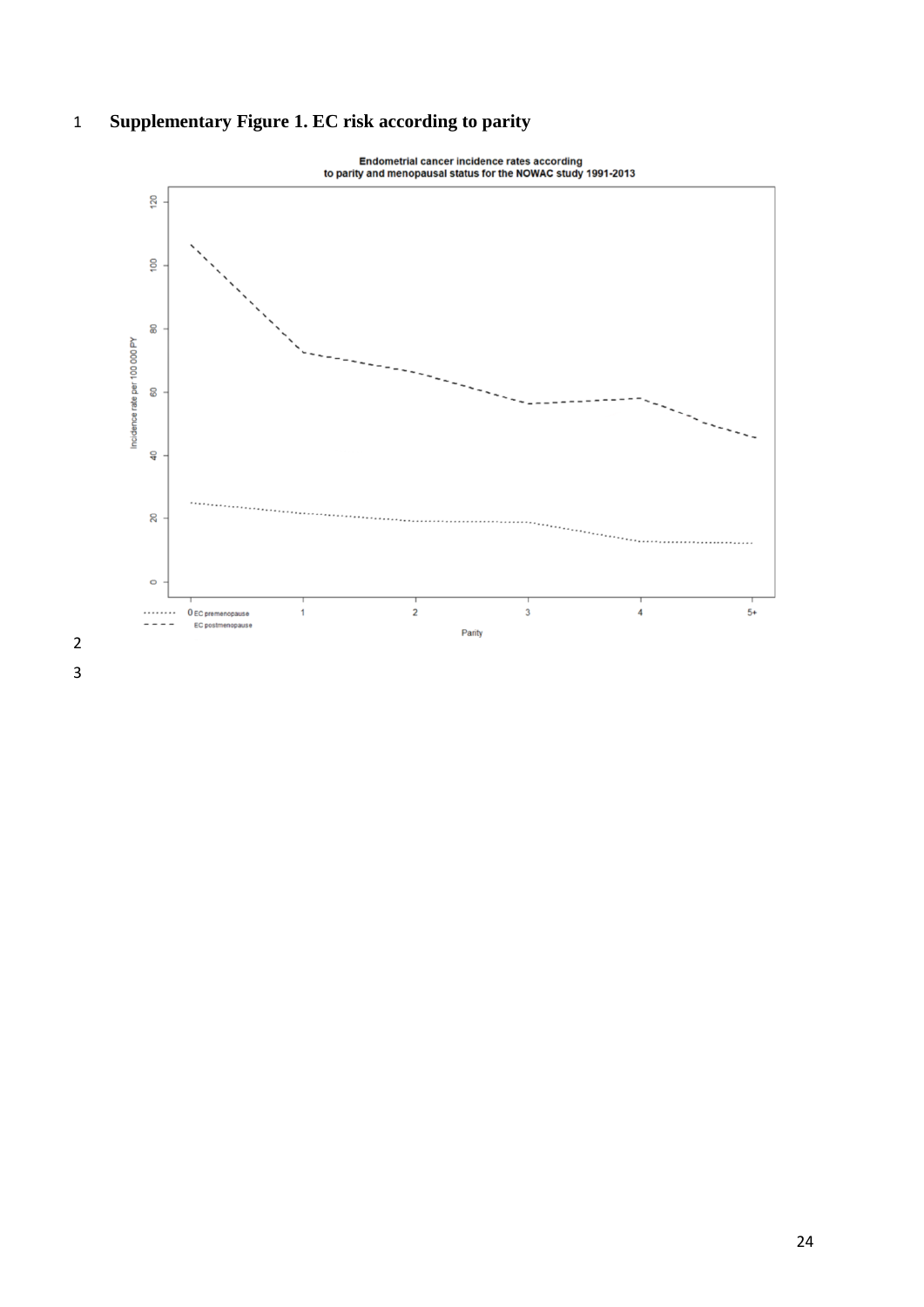**Supplementary Figure 1. EC risk according to parity**

Endometrial cancer incidence rates according
to parity and menopausal status for the NOWAC study 1991-2013

Incidence rate per 100 000 PY

0
20
40
60
80
100
120

0
1
2
3
4
5+

Parity

EC premenopause
EC postmenopause